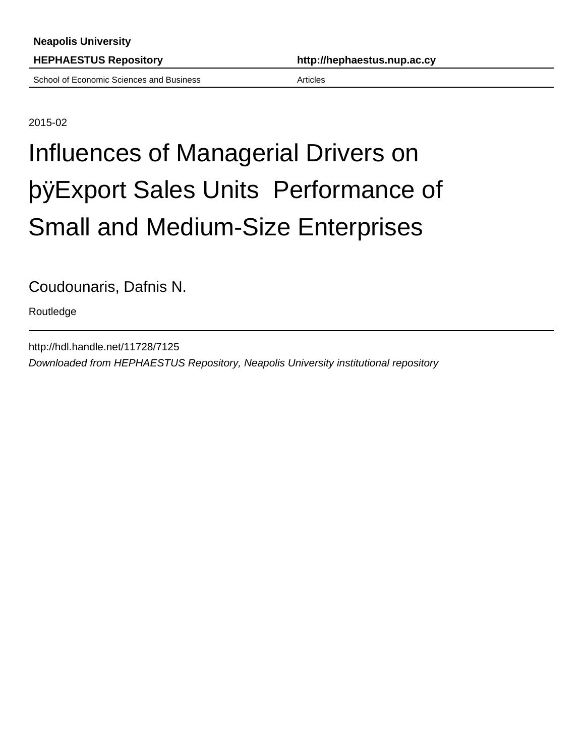**Neapolis University**

**HEPHAESTUS Repository** **http://hephaestus.nup.ac.cy**

School of Economic Sciences and Business Articles

2015-02

# Influences of Managerial Drivers on þÿExport Sales Units Performance of Small and Medium-Size Enterprises

Coudounaris, Dafnis N.

Routledge

http://hdl.handle.net/11728/7125

*Downloaded from HEPHAESTUS Repository, Neapolis University institutional repository*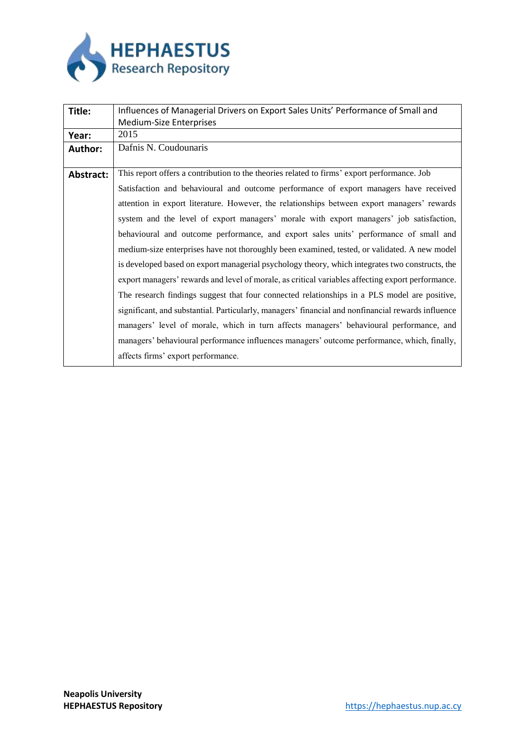HEPHAESTUS Research Repository

| | |
|---|---|
| **Title:** | Influences of Managerial Drivers on Export Sales Units' Performance of Small and Medium-Size Enterprises |
| **Year:** | 2015 |
| **Author:** | Dafnis N. Coudounaris |
| **Abstract:** | This report offers a contribution to the theories related to firms' export performance. Job Satisfaction and behavioural and outcome performance of export managers have received attention in export literature. However, the relationships between export managers' rewards system and the level of export managers' morale with export managers' job satisfaction, behavioural and outcome performance, and export sales units' performance of small and medium-size enterprises have not thoroughly been examined, tested, or validated. A new model is developed based on export managerial psychology theory, which integrates two constructs, the export managers' rewards and level of morale, as critical variables affecting export performance. The research findings suggest that four connected relationships in a PLS model are positive, significant, and substantial. Particularly, managers' financial and nonfinancial rewards influence managers' level of morale, which in turn affects managers' behavioural performance, and managers' behavioural performance influences managers' outcome performance, which, finally, affects firms' export performance. |

**Neapolis University**
**HEPHAESTUS Repository**

https://hephaestus.nup.ac.cy